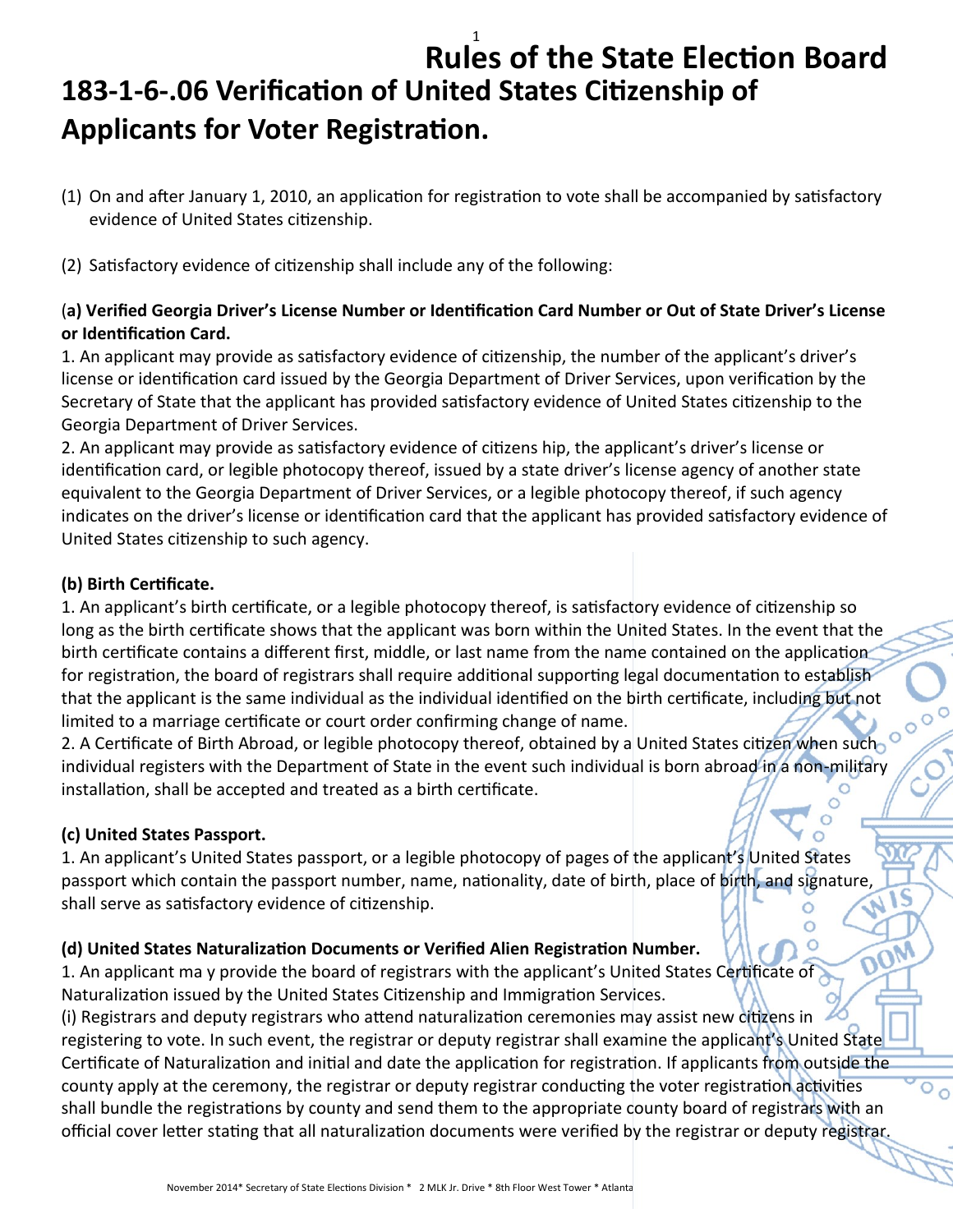# Rules of the State Election Board

## 183-1-6-.06 Verification of United States Citizenship of Applicants for Voter Registration.

(1) On and after January 1, 2010, an application for registration to vote shall be accompanied by satisfactory evidence of United States citizenship.

(2) Satisfactory evidence of citizenship shall include any of the following:

**(a) Verified Georgia Driver's License Number or Identification Card Number or Out of State Driver's License or Identification Card.**

1. An applicant may provide as satisfactory evidence of citizenship, the number of the applicant's driver's license or identification card issued by the Georgia Department of Driver Services, upon verification by the Secretary of State that the applicant has provided satisfactory evidence of United States citizenship to the Georgia Department of Driver Services.
2. An applicant may provide as satisfactory evidence of citizens hip, the applicant's driver's license or identification card, or legible photocopy thereof, issued by a state driver's license agency of another state equivalent to the Georgia Department of Driver Services, or a legible photocopy thereof, if such agency indicates on the driver's license or identification card that the applicant has provided satisfactory evidence of United States citizenship to such agency.

**(b) Birth Certificate.**

1. An applicant's birth certificate, or a legible photocopy thereof, is satisfactory evidence of citizenship so long as the birth certificate shows that the applicant was born within the United States. In the event that the birth certificate contains a different first, middle, or last name from the name contained on the application for registration, the board of registrars shall require additional supporting legal documentation to establish that the applicant is the same individual as the individual identified on the birth certificate, including but not limited to a marriage certificate or court order confirming change of name.
2. A Certificate of Birth Abroad, or legible photocopy thereof, obtained by a United States citizen when such individual registers with the Department of State in the event such individual is born abroad in a non-military installation, shall be accepted and treated as a birth certificate.

**(c) United States Passport.**

1. An applicant's United States passport, or a legible photocopy of pages of the applicant's United States passport which contain the passport number, name, nationality, date of birth, place of birth, and signature, shall serve as satisfactory evidence of citizenship.

**(d) United States Naturalization Documents or Verified Alien Registration Number.**

1. An applicant ma y provide the board of registrars with the applicant's United States Certificate of Naturalization issued by the United States Citizenship and Immigration Services.

(i) Registrars and deputy registrars who attend naturalization ceremonies may assist new citizens in registering to vote. In such event, the registrar or deputy registrar shall examine the applicant's United State Certificate of Naturalization and initial and date the application for registration. If applicants from outside the county apply at the ceremony, the registrar or deputy registrar conducting the voter registration activities shall bundle the registrations by county and send them to the appropriate county board of registrars with an official cover letter stating that all naturalization documents were verified by the registrar or deputy registrar.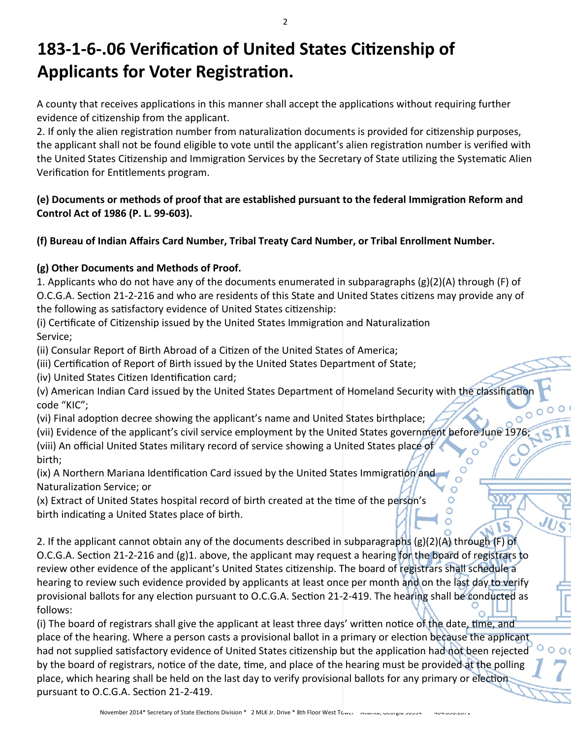# 183-1-6-.06 Verification of United States Citizenship of Applicants for Voter Registration.

A county that receives applications in this manner shall accept the applications without requiring further evidence of citizenship from the applicant.

2. If only the alien registration number from naturalization documents is provided for citizenship purposes, the applicant shall not be found eligible to vote until the applicant's alien registration number is verified with the United States Citizenship and Immigration Services by the Secretary of State utilizing the Systematic Alien Verification for Entitlements program.

**(e) Documents or methods of proof that are established pursuant to the federal Immigration Reform and Control Act of 1986 (P. L. 99-603).**

**(f) Bureau of Indian Affairs Card Number, Tribal Treaty Card Number, or Tribal Enrollment Number.**

**(g) Other Documents and Methods of Proof.**

1. Applicants who do not have any of the documents enumerated in subparagraphs (g)(2)(A) through (F) of O.C.G.A. Section 21-2-216 and who are residents of this State and United States citizens may provide any of the following as satisfactory evidence of United States citizenship:

(i) Certificate of Citizenship issued by the United States Immigration and Naturalization Service;

(ii) Consular Report of Birth Abroad of a Citizen of the United States of America;

(iii) Certification of Report of Birth issued by the United States Department of State;

(iv) United States Citizen Identification card;

(v) American Indian Card issued by the United States Department of Homeland Security with the classification code "KIC";

(vi) Final adoption decree showing the applicant's name and United States birthplace;

(vii) Evidence of the applicant's civil service employment by the United States government before June 1976;

(viii) An official United States military record of service showing a United States place of birth;

(ix) A Northern Mariana Identification Card issued by the United States Immigration and Naturalization Service; or

(x) Extract of United States hospital record of birth created at the time of the person's birth indicating a United States place of birth.

2. If the applicant cannot obtain any of the documents described in subparagraphs (g)(2)(A) through (F) of O.C.G.A. Section 21-2-216 and (g)1. above, the applicant may request a hearing for the board of registrars to review other evidence of the applicant's United States citizenship. The board of registrars shall schedule a hearing to review such evidence provided by applicants at least once per month and on the last day to verify provisional ballots for any election pursuant to O.C.G.A. Section 21-2-419. The hearing shall be conducted as follows:

(i) The board of registrars shall give the applicant at least three days' written notice of the date, time, and place of the hearing. Where a person casts a provisional ballot in a primary or election because the applicant had not supplied satisfactory evidence of United States citizenship but the application had not been rejected by the board of registrars, notice of the date, time, and place of the hearing must be provided at the polling place, which hearing shall be held on the last day to verify provisional ballots for any primary or election pursuant to O.C.G.A. Section 21-2-419.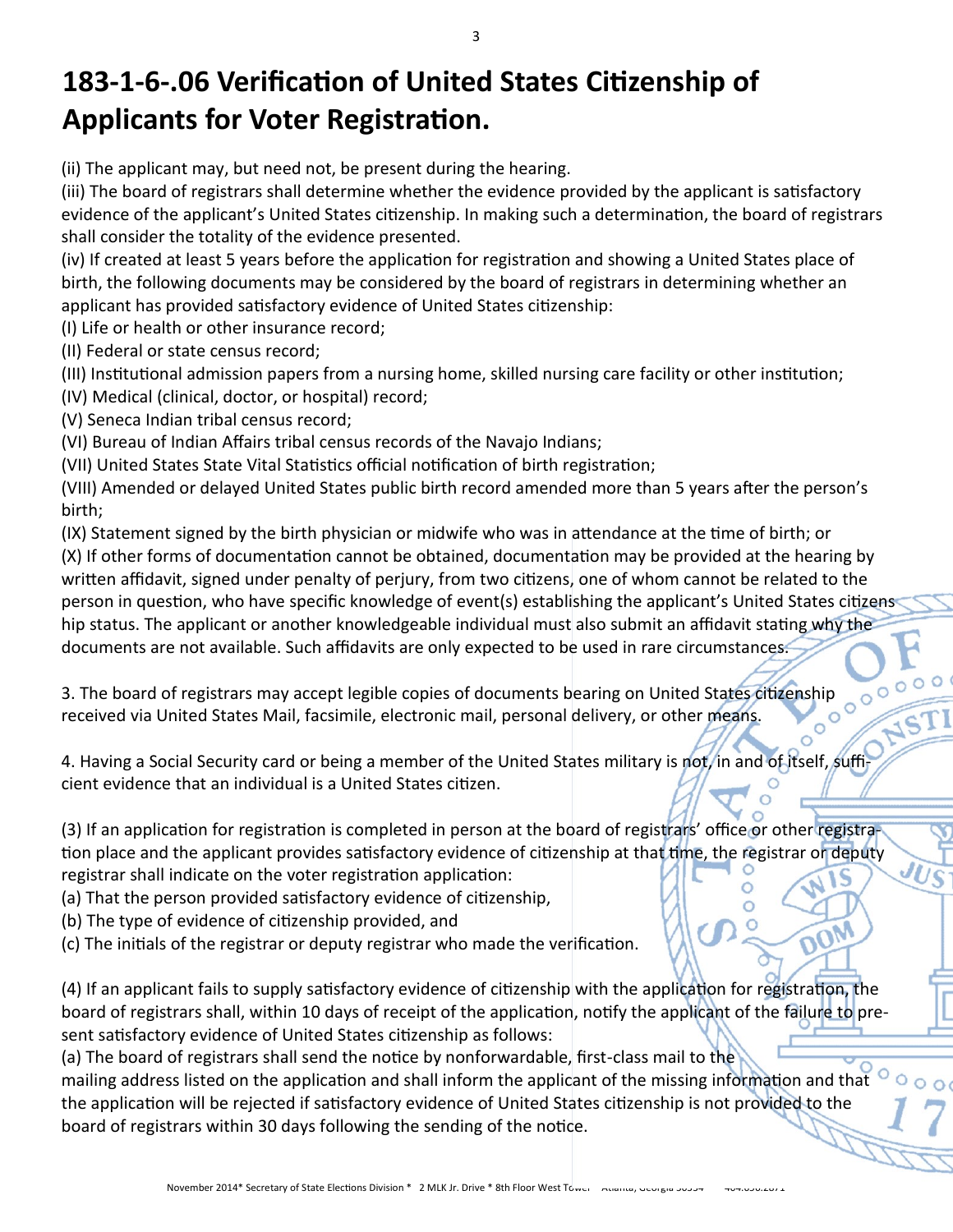# 183-1-6-.06 Verification of United States Citizenship of Applicants for Voter Registration.

(ii) The applicant may, but need not, be present during the hearing.
(iii) The board of registrars shall determine whether the evidence provided by the applicant is satisfactory evidence of the applicant's United States citizenship. In making such a determination, the board of registrars shall consider the totality of the evidence presented.
(iv) If created at least 5 years before the application for registration and showing a United States place of birth, the following documents may be considered by the board of registrars in determining whether an applicant has provided satisfactory evidence of United States citizenship:
(I) Life or health or other insurance record;
(II) Federal or state census record;
(III) Institutional admission papers from a nursing home, skilled nursing care facility or other institution;
(IV) Medical (clinical, doctor, or hospital) record;
(V) Seneca Indian tribal census record;
(VI) Bureau of Indian Affairs tribal census records of the Navajo Indians;
(VII) United States State Vital Statistics official notification of birth registration;
(VIII) Amended or delayed United States public birth record amended more than 5 years after the person's birth;
(IX) Statement signed by the birth physician or midwife who was in attendance at the time of birth; or
(X) If other forms of documentation cannot be obtained, documentation may be provided at the hearing by written affidavit, signed under penalty of perjury, from two citizens, one of whom cannot be related to the person in question, who have specific knowledge of event(s) establishing the applicant's United States citizenship status. The applicant or another knowledgeable individual must also submit an affidavit stating why the documents are not available. Such affidavits are only expected to be used in rare circumstances.

3. The board of registrars may accept legible copies of documents bearing on United States citizenship received via United States Mail, facsimile, electronic mail, personal delivery, or other means.

4. Having a Social Security card or being a member of the United States military is not, in and of itself, sufficient evidence that an individual is a United States citizen.

(3) If an application for registration is completed in person at the board of registrars' office or other registration place and the applicant provides satisfactory evidence of citizenship at that time, the registrar or deputy registrar shall indicate on the voter registration application:
(a) That the person provided satisfactory evidence of citizenship,
(b) The type of evidence of citizenship provided, and
(c) The initials of the registrar or deputy registrar who made the verification.

(4) If an applicant fails to supply satisfactory evidence of citizenship with the application for registration, the board of registrars shall, within 10 days of receipt of the application, notify the applicant of the failure to present satisfactory evidence of United States citizenship as follows:
(a) The board of registrars shall send the notice by nonforwardable, first-class mail to the mailing address listed on the application and shall inform the applicant of the missing information and that the application will be rejected if satisfactory evidence of United States citizenship is not provided to the board of registrars within 30 days following the sending of the notice.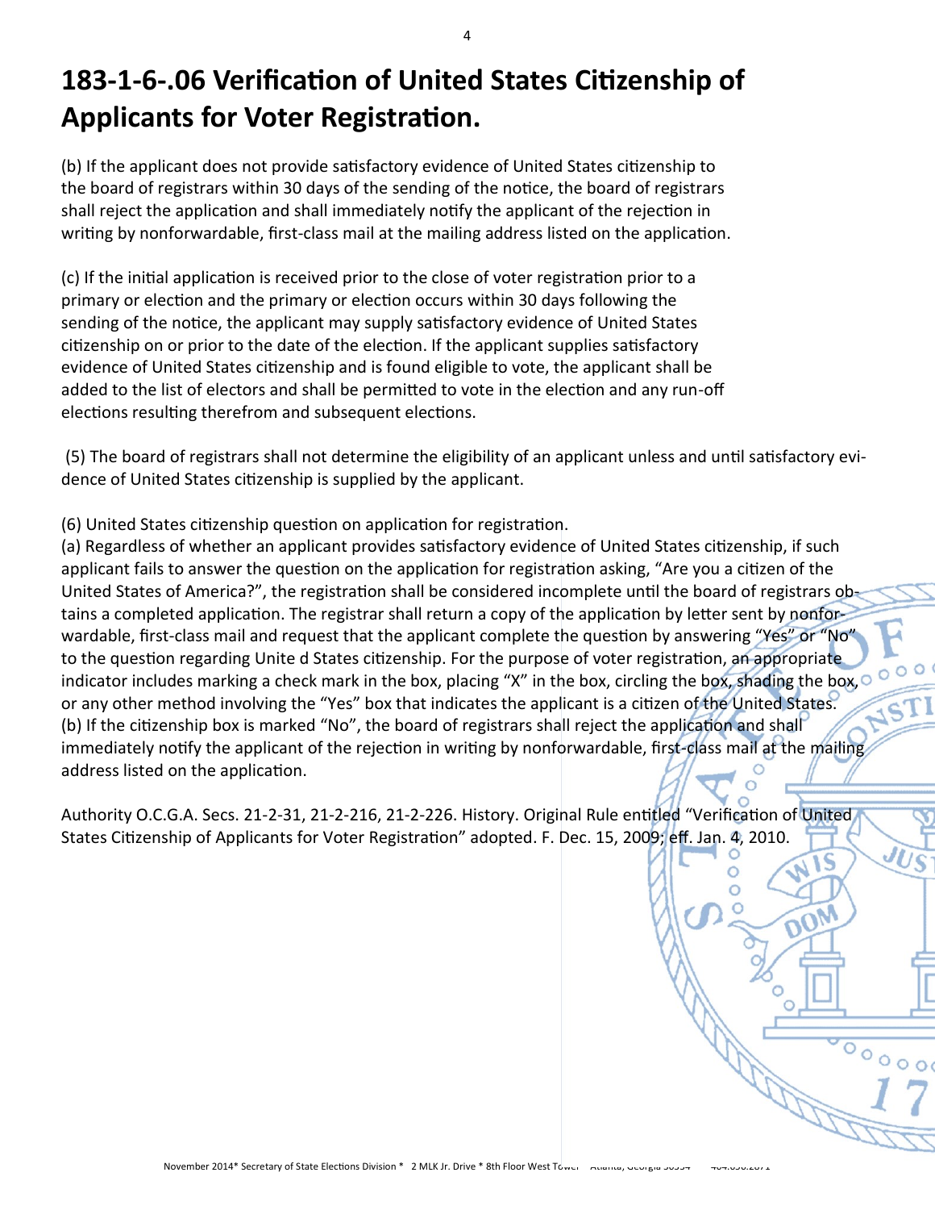# 183-1-6-.06 Verification of United States Citizenship of Applicants for Voter Registration.

(b) If the applicant does not provide satisfactory evidence of United States citizenship to the board of registrars within 30 days of the sending of the notice, the board of registrars shall reject the application and shall immediately notify the applicant of the rejection in writing by nonforwardable, first-class mail at the mailing address listed on the application.

(c) If the initial application is received prior to the close of voter registration prior to a primary or election and the primary or election occurs within 30 days following the sending of the notice, the applicant may supply satisfactory evidence of United States citizenship on or prior to the date of the election. If the applicant supplies satisfactory evidence of United States citizenship and is found eligible to vote, the applicant shall be added to the list of electors and shall be permitted to vote in the election and any run-off elections resulting therefrom and subsequent elections.

(5) The board of registrars shall not determine the eligibility of an applicant unless and until satisfactory evidence of United States citizenship is supplied by the applicant.

(6) United States citizenship question on application for registration.
(a) Regardless of whether an applicant provides satisfactory evidence of United States citizenship, if such applicant fails to answer the question on the application for registration asking, "Are you a citizen of the United States of America?", the registration shall be considered incomplete until the board of registrars obtains a completed application. The registrar shall return a copy of the application by letter sent by nonforwardable, first-class mail and request that the applicant complete the question by answering "Yes" or "No" to the question regarding Unite d States citizenship. For the purpose of voter registration, an appropriate indicator includes marking a check mark in the box, placing "X" in the box, circling the box, shading the box, or any other method involving the "Yes" box that indicates the applicant is a citizen of the United States.
(b) If the citizenship box is marked "No", the board of registrars shall reject the application and shall immediately notify the applicant of the rejection in writing by nonforwardable, first-class mail at the mailing address listed on the application.

Authority O.C.G.A. Secs. 21-2-31, 21-2-216, 21-2-226. History. Original Rule entitled "Verification of United States Citizenship of Applicants for Voter Registration" adopted. F. Dec. 15, 2009; eff. Jan. 4, 2010.